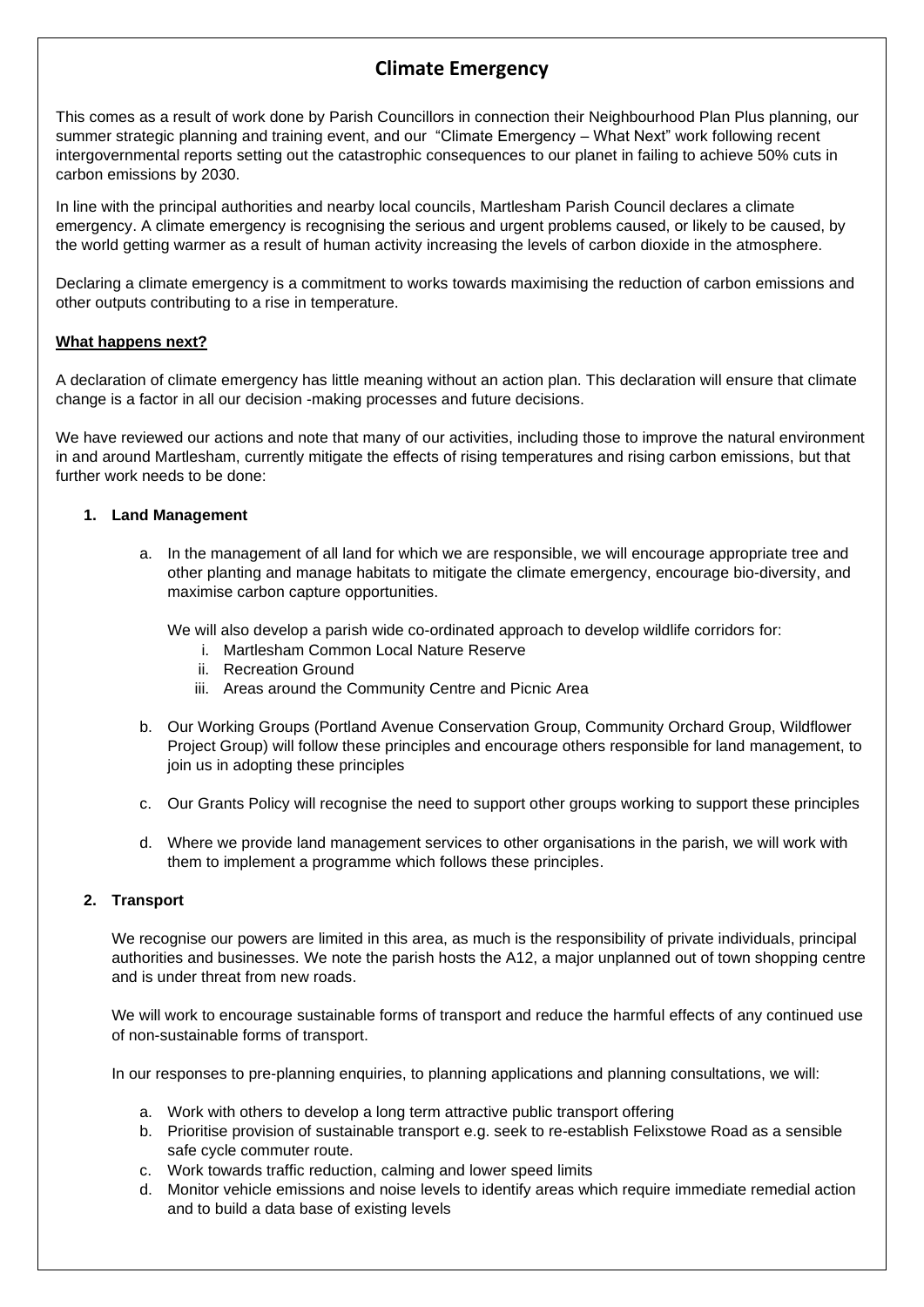# Climate Emergency

This comes as a result of work done by Parish Councillors in connection their Neighbourhood Plan Plus planning, our summer strategic planning and training event, and our "Climate Emergency – What Next" work following recent intergovernmental reports setting out the catastrophic consequences to our planet in failing to achieve 50% cuts in carbon emissions by 2030.

In line with the principal authorities and nearby local councils, Martlesham Parish Council declares a climate emergency. A climate emergency is recognising the serious and urgent problems caused, or likely to be caused, by the world getting warmer as a result of human activity increasing the levels of carbon dioxide in the atmosphere.

Declaring a climate emergency is a commitment to works towards maximising the reduction of carbon emissions and other outputs contributing to a rise in temperature.

**What happens next?**

A declaration of climate emergency has little meaning without an action plan. This declaration will ensure that climate change is a factor in all our decision -making processes and future decisions.

We have reviewed our actions and note that many of our activities, including those to improve the natural environment in and around Martlesham, currently mitigate the effects of rising temperatures and rising carbon emissions, but that further work needs to be done:

1. **Land Management**

   a. In the management of all land for which we are responsible, we will encourage appropriate tree and other planting and manage habitats to mitigate the climate emergency, encourage bio-diversity, and maximise carbon capture opportunities.

      We will also develop a parish wide co-ordinated approach to develop wildlife corridors for:

      i. Martlesham Common Local Nature Reserve
      ii. Recreation Ground
      iii. Areas around the Community Centre and Picnic Area

   b. Our Working Groups (Portland Avenue Conservation Group, Community Orchard Group, Wildflower Project Group) will follow these principles and encourage others responsible for land management, to join us in adopting these principles

   c. Our Grants Policy will recognise the need to support other groups working to support these principles

   d. Where we provide land management services to other organisations in the parish, we will work with them to implement a programme which follows these principles.

2. **Transport**

   We recognise our powers are limited in this area, as much is the responsibility of private individuals, principal authorities and businesses. We note the parish hosts the A12, a major unplanned out of town shopping centre and is under threat from new roads.

   We will work to encourage sustainable forms of transport and reduce the harmful effects of any continued use of non-sustainable forms of transport.

   In our responses to pre-planning enquiries, to planning applications and planning consultations, we will:

   a. Work with others to develop a long term attractive public transport offering
   b. Prioritise provision of sustainable transport e.g. seek to re-establish Felixstowe Road as a sensible safe cycle commuter route.
   c. Work towards traffic reduction, calming and lower speed limits
   d. Monitor vehicle emissions and noise levels to identify areas which require immediate remedial action and to build a data base of existing levels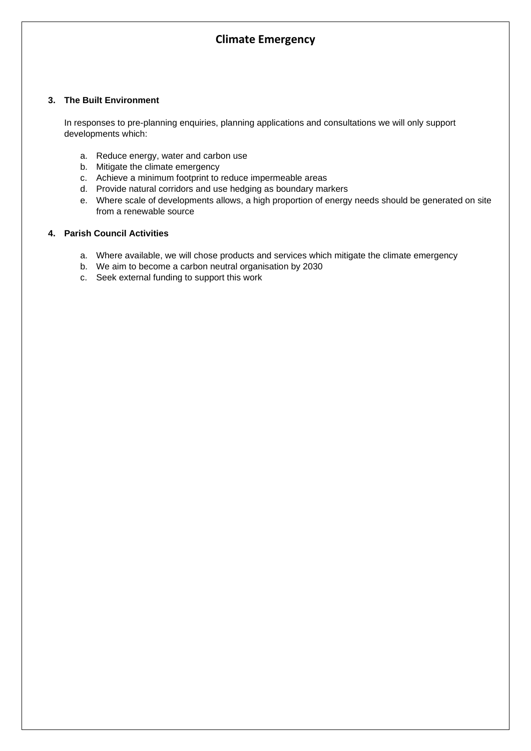# Climate Emergency

**3. The Built Environment**

In responses to pre-planning enquiries, planning applications and consultations we will only support developments which:

a. Reduce energy, water and carbon use
b. Mitigate the climate emergency
c. Achieve a minimum footprint to reduce impermeable areas
d. Provide natural corridors and use hedging as boundary markers
e. Where scale of developments allows, a high proportion of energy needs should be generated on site from a renewable source

**4. Parish Council Activities**

a. Where available, we will chose products and services which mitigate the climate emergency
b. We aim to become a carbon neutral organisation by 2030
c. Seek external funding to support this work